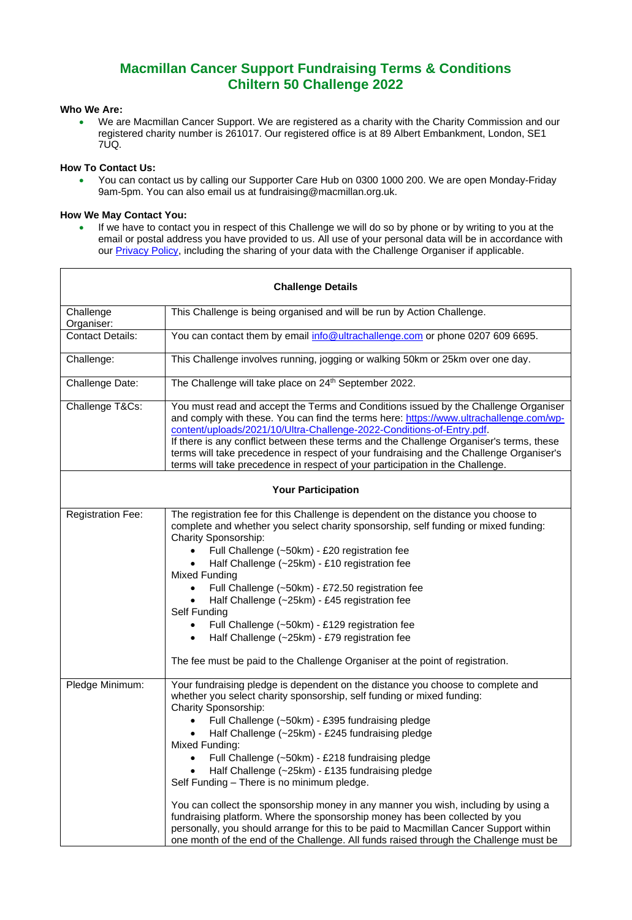# Macmillan Cancer Support Fundraising Terms & Conditions
# Chiltern 50 Challenge 2022

**Who We Are:**

- We are Macmillan Cancer Support. We are registered as a charity with the Charity Commission and our registered charity number is 261017. Our registered office is at 89 Albert Embankment, London, SE1 7UQ.

**How To Contact Us:**

- You can contact us by calling our Supporter Care Hub on 0300 1000 200. We are open Monday-Friday 9am-5pm. You can also email us at fundraising@macmillan.org.uk.

**How We May Contact You:**

- If we have to contact you in respect of this Challenge we will do so by phone or by writing to you at the email or postal address you have provided to us. All use of your personal data will be in accordance with our [Privacy Policy](), including the sharing of your data with the Challenge Organiser if applicable.

| **Challenge Details** | |
|---|---|
| Challenge Organiser: | This Challenge is being organised and will be run by Action Challenge. |
| Contact Details: | You can contact them by email [info@ultrachallenge.com](mailto:info@ultrachallenge.com) or phone 0207 609 6695. |
| Challenge: | This Challenge involves running, jogging or walking 50km or 25km over one day. |
| Challenge Date: | The Challenge will take place on 24th September 2022. |
| Challenge T&Cs: | You must read and accept the Terms and Conditions issued by the Challenge Organiser and comply with these. You can find the terms here: [https://www.ultrachallenge.com/wp-content/uploads/2021/10/Ultra-Challenge-2022-Conditions-of-Entry.pdf](https://www.ultrachallenge.com/wp-content/uploads/2021/10/Ultra-Challenge-2022-Conditions-of-Entry.pdf). If there is any conflict between these terms and the Challenge Organiser's terms, these terms will take precedence in respect of your fundraising and the Challenge Organiser's terms will take precedence in respect of your participation in the Challenge. |
| **Your Participation** | |
| Registration Fee: | The registration fee for this Challenge is dependent on the distance you choose to complete and whether you select charity sponsorship, self funding or mixed funding:<br>Charity Sponsorship:<br>• Full Challenge (~50km) - £20 registration fee<br>• Half Challenge (~25km) - £10 registration fee<br>Mixed Funding<br>• Full Challenge (~50km) - £72.50 registration fee<br>• Half Challenge (~25km) - £45 registration fee<br>Self Funding<br>• Full Challenge (~50km) - £129 registration fee<br>• Half Challenge (~25km) - £79 registration fee<br><br>The fee must be paid to the Challenge Organiser at the point of registration. |
| Pledge Minimum: | Your fundraising pledge is dependent on the distance you choose to complete and whether you select charity sponsorship, self funding or mixed funding:<br>Charity Sponsorship:<br>• Full Challenge (~50km) - £395 fundraising pledge<br>• Half Challenge (~25km) - £245 fundraising pledge<br>Mixed Funding:<br>• Full Challenge (~50km) - £218 fundraising pledge<br>• Half Challenge (~25km) - £135 fundraising pledge<br>Self Funding – There is no minimum pledge.<br><br>You can collect the sponsorship money in any manner you wish, including by using a fundraising platform. Where the sponsorship money has been collected by you personally, you should arrange for this to be paid to Macmillan Cancer Support within one month of the end of the Challenge. All funds raised through the Challenge must be |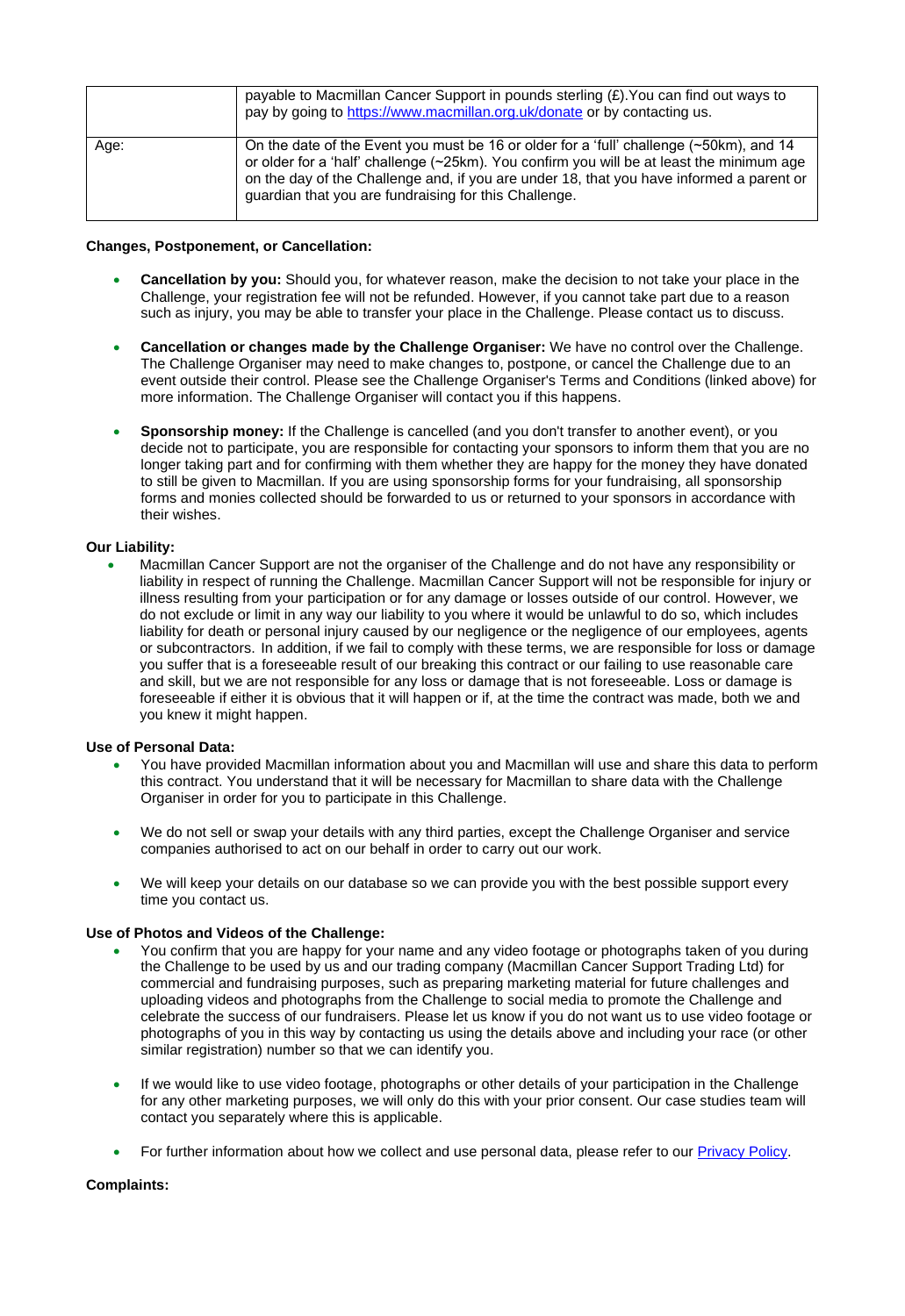| | |
|---|---|
| | payable to Macmillan Cancer Support in pounds sterling (£).You can find out ways to pay by going to [https://www.macmillan.org.uk/donate](https://www.macmillan.org.uk/donate) or by contacting us. |
| Age: | On the date of the Event you must be 16 or older for a 'full' challenge (~50km), and 14 or older for a 'half' challenge (~25km). You confirm you will be at least the minimum age on the day of the Challenge and, if you are under 18, that you have informed a parent or guardian that you are fundraising for this Challenge. |

**Changes, Postponement, or Cancellation:**

- **Cancellation by you:** Should you, for whatever reason, make the decision to not take your place in the Challenge, your registration fee will not be refunded. However, if you cannot take part due to a reason such as injury, you may be able to transfer your place in the Challenge. Please contact us to discuss.

- **Cancellation or changes made by the Challenge Organiser:** We have no control over the Challenge. The Challenge Organiser may need to make changes to, postpone, or cancel the Challenge due to an event outside their control. Please see the Challenge Organiser's Terms and Conditions (linked above) for more information. The Challenge Organiser will contact you if this happens.

- **Sponsorship money:** If the Challenge is cancelled (and you don't transfer to another event), or you decide not to participate, you are responsible for contacting your sponsors to inform them that you are no longer taking part and for confirming with them whether they are happy for the money they have donated to still be given to Macmillan. If you are using sponsorship forms for your fundraising, all sponsorship forms and monies collected should be forwarded to us or returned to your sponsors in accordance with their wishes.

**Our Liability:**

- Macmillan Cancer Support are not the organiser of the Challenge and do not have any responsibility or liability in respect of running the Challenge. Macmillan Cancer Support will not be responsible for injury or illness resulting from your participation or for any damage or losses outside of our control. However, we do not exclude or limit in any way our liability to you where it would be unlawful to do so, which includes liability for death or personal injury caused by our negligence or the negligence of our employees, agents or subcontractors. In addition, if we fail to comply with these terms, we are responsible for loss or damage you suffer that is a foreseeable result of our breaking this contract or our failing to use reasonable care and skill, but we are not responsible for any loss or damage that is not foreseeable. Loss or damage is foreseeable if either it is obvious that it will happen or if, at the time the contract was made, both we and you knew it might happen.

**Use of Personal Data:**

- You have provided Macmillan information about you and Macmillan will use and share this data to perform this contract. You understand that it will be necessary for Macmillan to share data with the Challenge Organiser in order for you to participate in this Challenge.

- We do not sell or swap your details with any third parties, except the Challenge Organiser and service companies authorised to act on our behalf in order to carry out our work.

- We will keep your details on our database so we can provide you with the best possible support every time you contact us.

**Use of Photos and Videos of the Challenge:**

- You confirm that you are happy for your name and any video footage or photographs taken of you during the Challenge to be used by us and our trading company (Macmillan Cancer Support Trading Ltd) for commercial and fundraising purposes, such as preparing marketing material for future challenges and uploading videos and photographs from the Challenge to social media to promote the Challenge and celebrate the success of our fundraisers. Please let us know if you do not want us to use video footage or photographs of you in this way by contacting us using the details above and including your race (or other similar registration) number so that we can identify you.

- If we would like to use video footage, photographs or other details of your participation in the Challenge for any other marketing purposes, we will only do this with your prior consent. Our case studies team will contact you separately where this is applicable.

- For further information about how we collect and use personal data, please refer to our [Privacy Policy](Privacy Policy).

**Complaints:**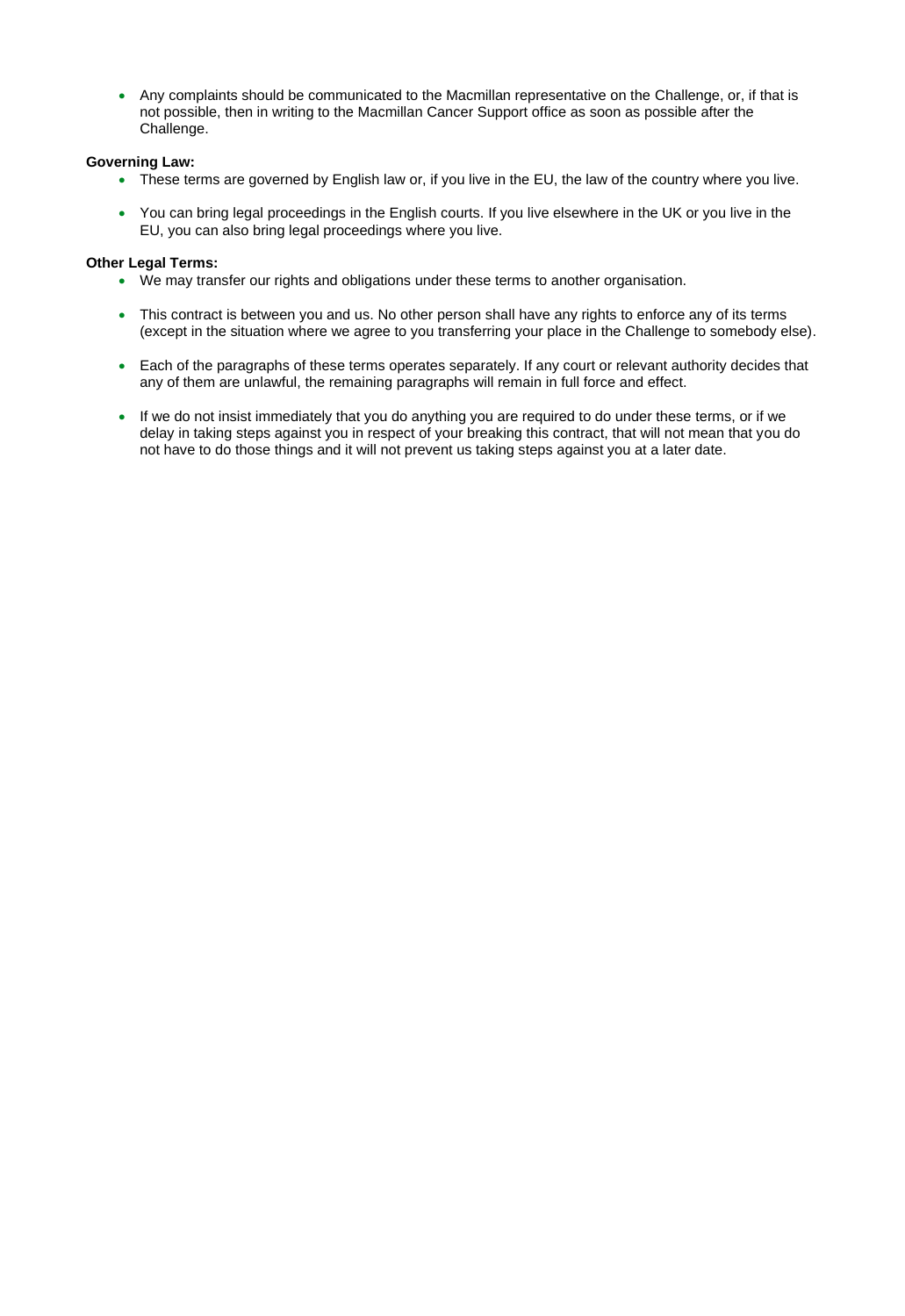- Any complaints should be communicated to the Macmillan representative on the Challenge, or, if that is not possible, then in writing to the Macmillan Cancer Support office as soon as possible after the Challenge.

**Governing Law:**

- These terms are governed by English law or, if you live in the EU, the law of the country where you live.
- You can bring legal proceedings in the English courts. If you live elsewhere in the UK or you live in the EU, you can also bring legal proceedings where you live.

**Other Legal Terms:**

- We may transfer our rights and obligations under these terms to another organisation.
- This contract is between you and us. No other person shall have any rights to enforce any of its terms (except in the situation where we agree to you transferring your place in the Challenge to somebody else).
- Each of the paragraphs of these terms operates separately. If any court or relevant authority decides that any of them are unlawful, the remaining paragraphs will remain in full force and effect.
- If we do not insist immediately that you do anything you are required to do under these terms, or if we delay in taking steps against you in respect of your breaking this contract, that will not mean that you do not have to do those things and it will not prevent us taking steps against you at a later date.